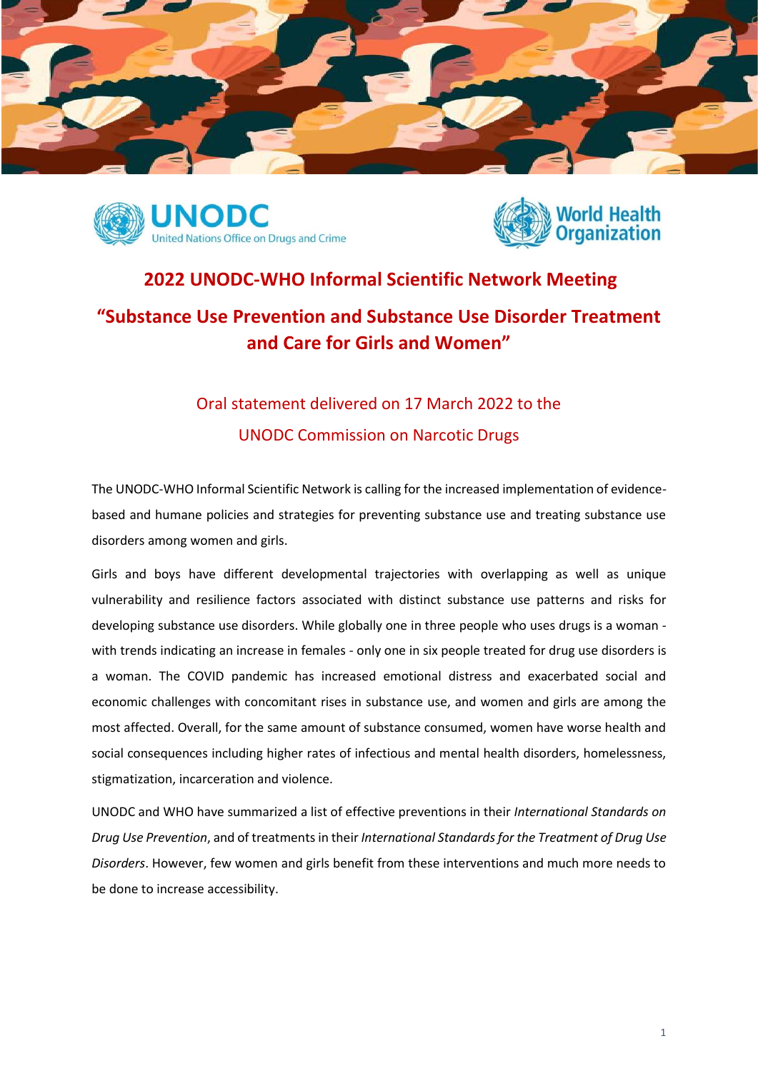# 2022 UNODC-WHO Informal Scientific Network Meeting

## "Substance Use Prevention and Substance Use Disorder Treatment and Care for Girls and Women"

### Oral statement delivered on 17 March 2022 to the UNODC Commission on Narcotic Drugs

The UNODC-WHO Informal Scientific Network is calling for the increased implementation of evidence-based and humane policies and strategies for preventing substance use and treating substance use disorders among women and girls.

Girls and boys have different developmental trajectories with overlapping as well as unique vulnerability and resilience factors associated with distinct substance use patterns and risks for developing substance use disorders. While globally one in three people who uses drugs is a woman - with trends indicating an increase in females - only one in six people treated for drug use disorders is a woman. The COVID pandemic has increased emotional distress and exacerbated social and economic challenges with concomitant rises in substance use, and women and girls are among the most affected. Overall, for the same amount of substance consumed, women have worse health and social consequences including higher rates of infectious and mental health disorders, homelessness, stigmatization, incarceration and violence.

UNODC and WHO have summarized a list of effective preventions in their *International Standards on Drug Use Prevention*, and of treatments in their *International Standards for the Treatment of Drug Use Disorders*. However, few women and girls benefit from these interventions and much more needs to be done to increase accessibility.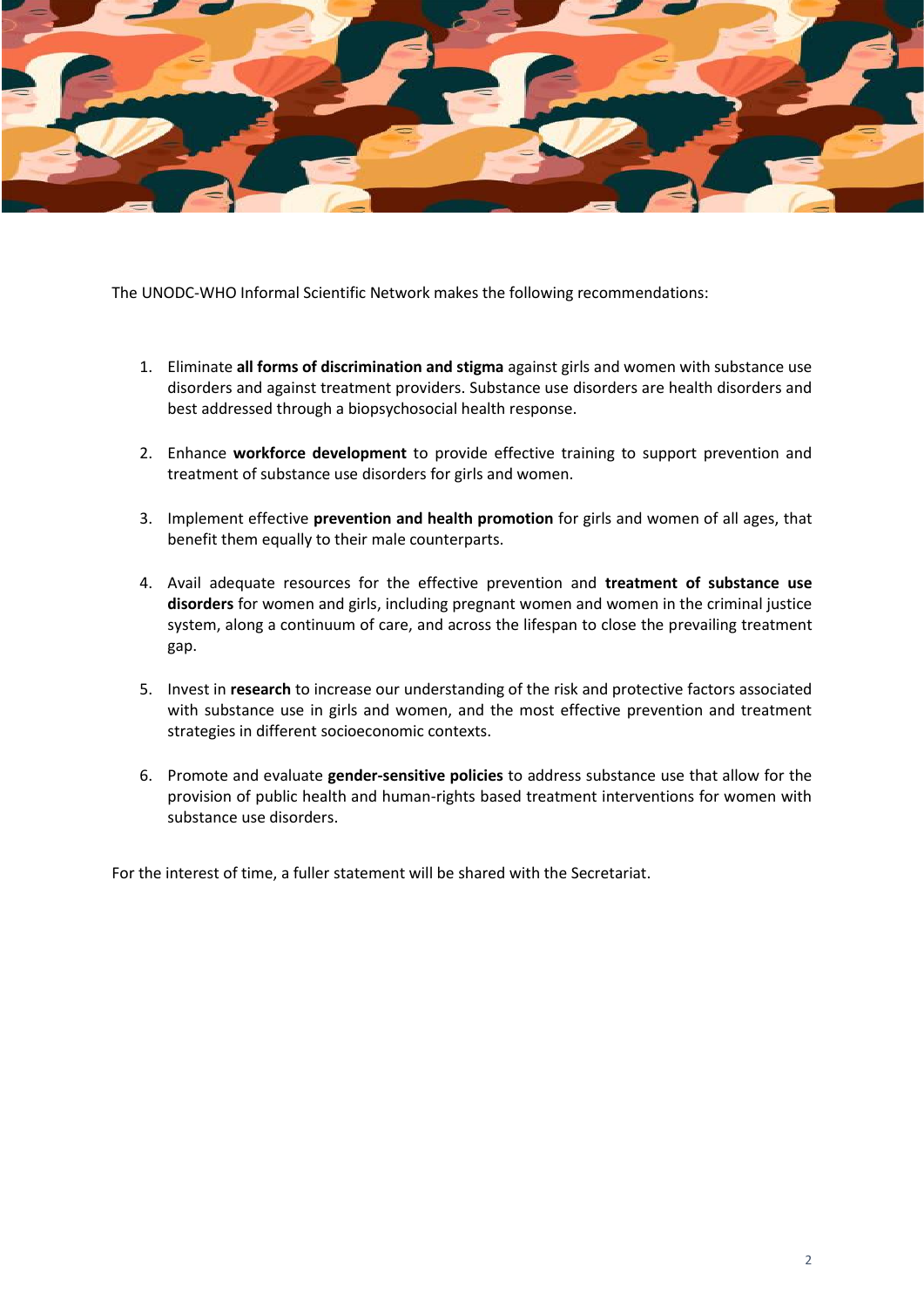The UNODC-WHO Informal Scientific Network makes the following recommendations:

1. Eliminate **all forms of discrimination and stigma** against girls and women with substance use disorders and against treatment providers. Substance use disorders are health disorders and best addressed through a biopsychosocial health response.

2. Enhance **workforce development** to provide effective training to support prevention and treatment of substance use disorders for girls and women.

3. Implement effective **prevention and health promotion** for girls and women of all ages, that benefit them equally to their male counterparts.

4. Avail adequate resources for the effective prevention and **treatment of substance use disorders** for women and girls, including pregnant women and women in the criminal justice system, along a continuum of care, and across the lifespan to close the prevailing treatment gap.

5. Invest in **research** to increase our understanding of the risk and protective factors associated with substance use in girls and women, and the most effective prevention and treatment strategies in different socioeconomic contexts.

6. Promote and evaluate **gender-sensitive policies** to address substance use that allow for the provision of public health and human-rights based treatment interventions for women with substance use disorders.

For the interest of time, a fuller statement will be shared with the Secretariat.